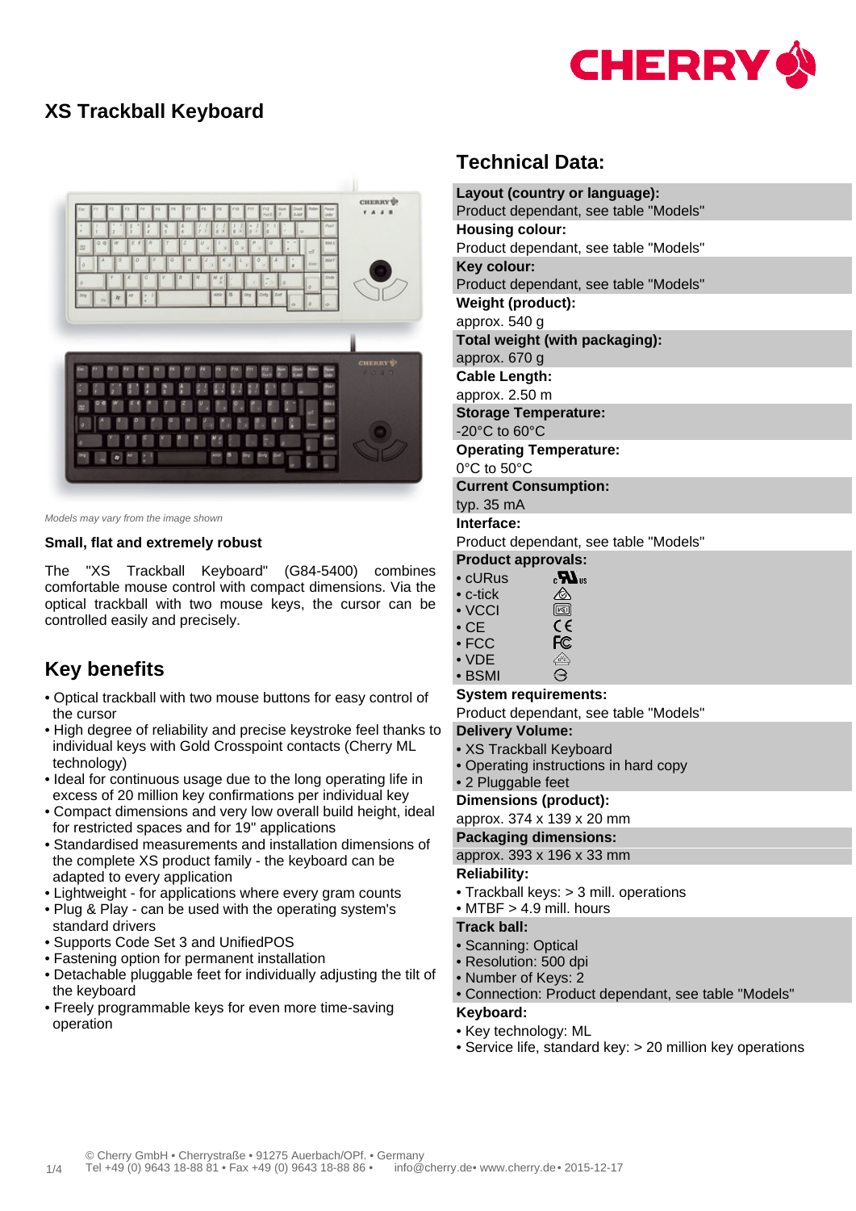# XS Trackball Keyboard

*Models may vary from the image shown*

**Small, flat and extremely robust**

The "XS Trackball Keyboard" (G84-5400) combines comfortable mouse control with compact dimensions. Via the optical trackball with two mouse keys, the cursor can be controlled easily and precisely.

## Key benefits

- Optical trackball with two mouse buttons for easy control of the cursor
- High degree of reliability and precise keystroke feel thanks to individual keys with Gold Crosspoint contacts (Cherry ML technology)
- Ideal for continuous usage due to the long operating life in excess of 20 million key confirmations per individual key
- Compact dimensions and very low overall build height, ideal for restricted spaces and for 19" applications
- Standardised measurements and installation dimensions of the complete XS product family - the keyboard can be adapted to every application
- Lightweight - for applications where every gram counts
- Plug & Play - can be used with the operating system's standard drivers
- Supports Code Set 3 and UnifiedPOS
- Fastening option for permanent installation
- Detachable pluggable feet for individually adjusting the tilt of the keyboard
- Freely programmable keys for even more time-saving operation

## Technical Data:

**Layout (country or language):**
Product dependant, see table "Models"

**Housing colour:**
Product dependant, see table "Models"

**Key colour:**
Product dependant, see table "Models"

**Weight (product):**
approx. 540 g

**Total weight (with packaging):**
approx. 670 g

**Cable Length:**
approx. 2.50 m

**Storage Temperature:**
-20°C to 60°C

**Operating Temperature:**
0°C to 50°C

**Current Consumption:**
typ. 35 mA

**Interface:**
Product dependant, see table "Models"

**Product approvals:**
- cURus
- c-tick
- VCCI
- CE
- FCC
- VDE
- BSMI

**System requirements:**
Product dependant, see table "Models"

**Delivery Volume:**
- XS Trackball Keyboard
- Operating instructions in hard copy
- 2 Pluggable feet

**Dimensions (product):**
approx. 374 x 139 x 20 mm

**Packaging dimensions:**
approx. 393 x 196 x 33 mm

**Reliability:**
- Trackball keys: > 3 mill. operations
- MTBF > 4.9 mill. hours

**Track ball:**
- Scanning: Optical
- Resolution: 500 dpi
- Number of Keys: 2
- Connection: Product dependant, see table "Models"

**Keyboard:**
- Key technology: ML
- Service life, standard key: > 20 million key operations

© Cherry GmbH • Cherrystraße • 91275 Auerbach/OPf. • Germany
Tel +49 (0) 9643 18-88 81 • Fax +49 (0) 9643 18-88 86 • info@cherry.de• www.cherry.de• 2015-12-17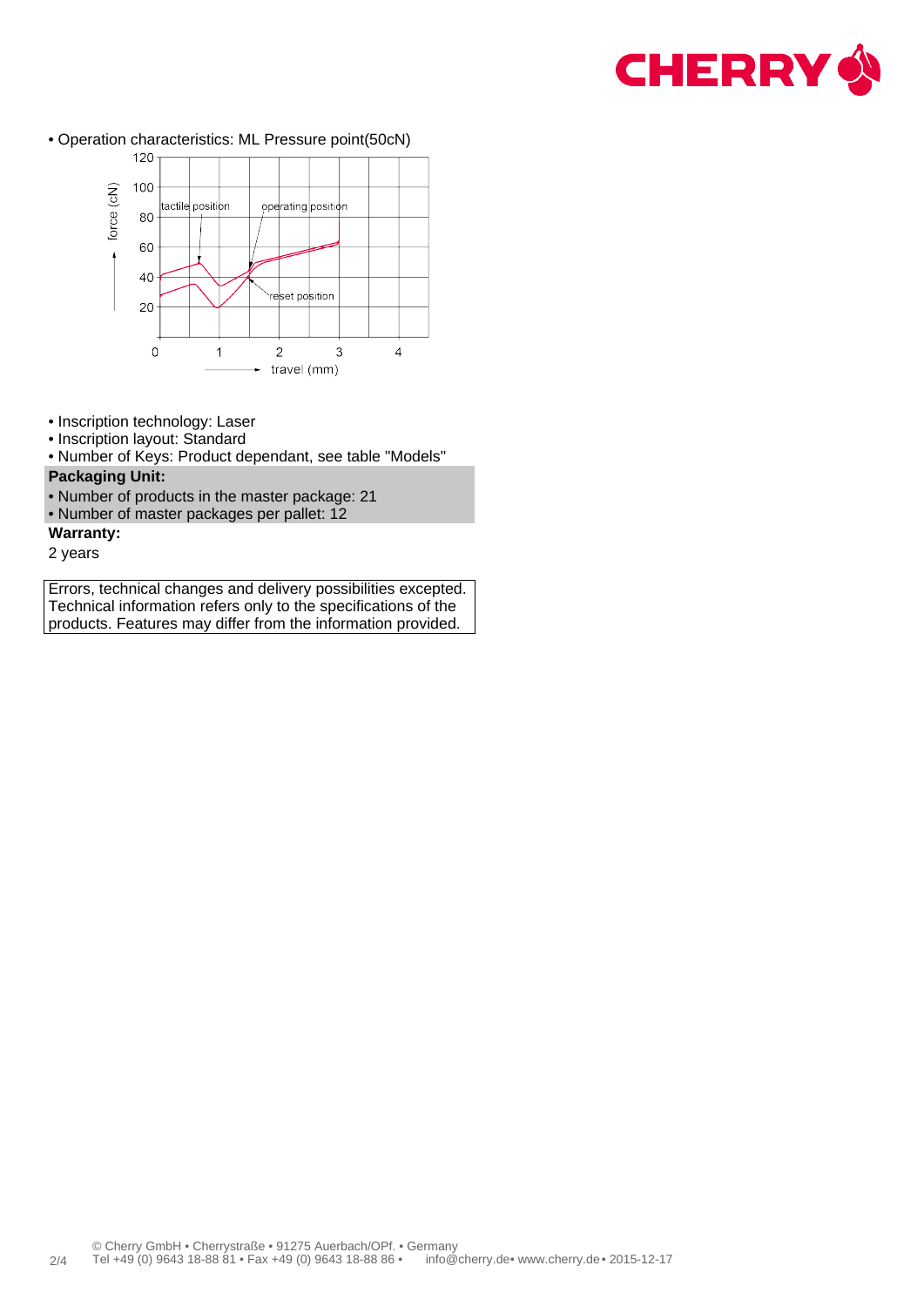• Operation characteristics: ML Pressure point(50cN)

• Inscription technology: Laser
• Inscription layout: Standard
• Number of Keys: Product dependant, see table "Models"

**Packaging Unit:**

• Number of products in the master package: 21
• Number of master packages per pallet: 12

**Warranty:**

2 years

Errors, technical changes and delivery possibilities excepted. Technical information refers only to the specifications of the products. Features may differ from the information provided.

© Cherry GmbH • Cherrystraße • 91275 Auerbach/OPf. • Germany
Tel +49 (0) 9643 18-88 81 • Fax +49 (0) 9643 18-88 86 • info@cherry.de• www.cherry.de• 2015-12-17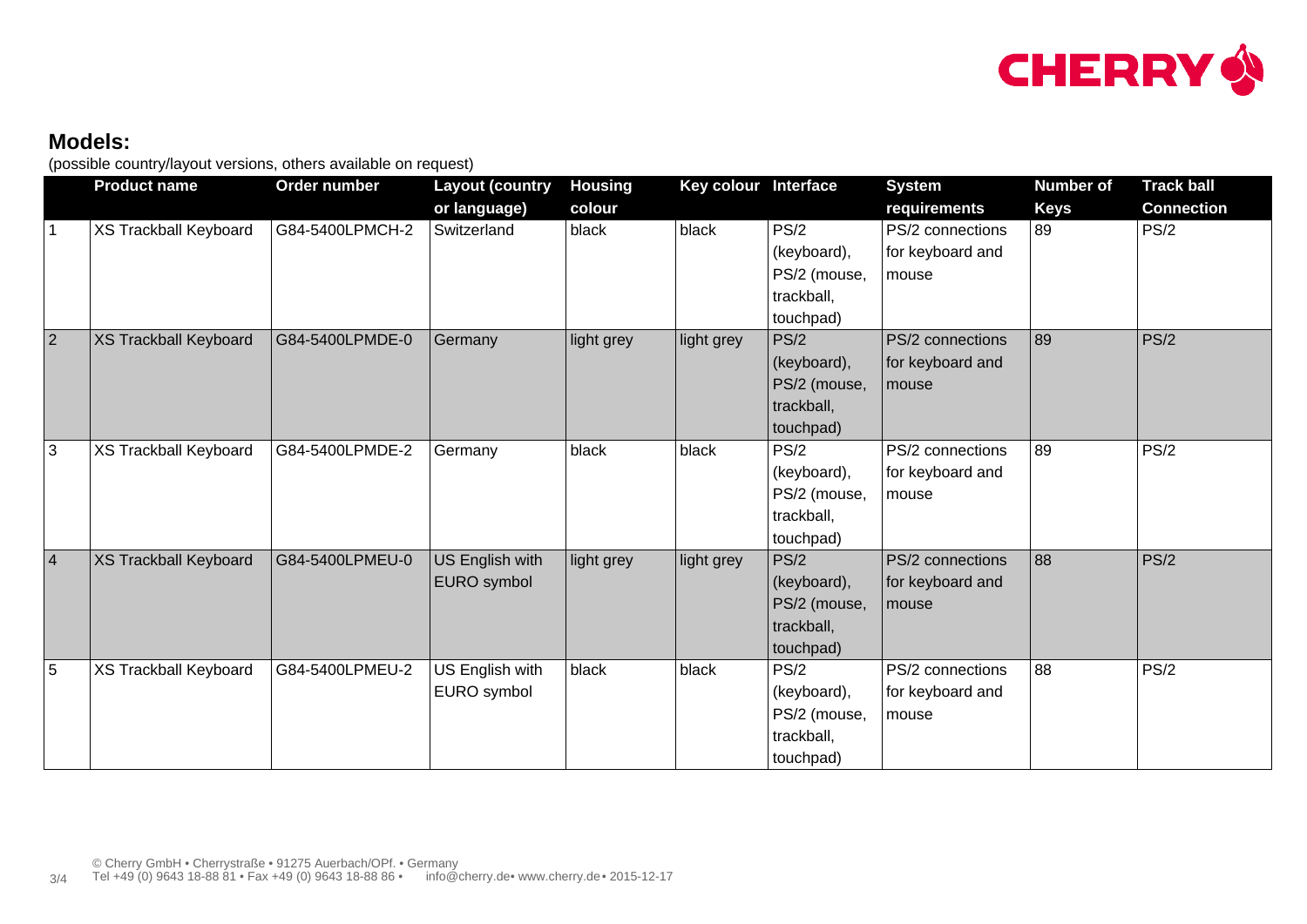## Models:

(possible country/layout versions, others available on request)

| | Product name | Order number | Layout (country or language) | Housing colour | Key colour | Interface | System requirements | Number of Keys | Track ball Connection |
|---|---|---|---|---|---|---|---|---|---|
| 1 | XS Trackball Keyboard | G84-5400LPMCH-2 | Switzerland | black | black | PS/2 (keyboard), PS/2 (mouse, trackball, touchpad) | PS/2 connections for keyboard and mouse | 89 | PS/2 |
| 2 | XS Trackball Keyboard | G84-5400LPMDE-0 | Germany | light grey | light grey | PS/2 (keyboard), PS/2 (mouse, trackball, touchpad) | PS/2 connections for keyboard and mouse | 89 | PS/2 |
| 3 | XS Trackball Keyboard | G84-5400LPMDE-2 | Germany | black | black | PS/2 (keyboard), PS/2 (mouse, trackball, touchpad) | PS/2 connections for keyboard and mouse | 89 | PS/2 |
| 4 | XS Trackball Keyboard | G84-5400LPMEU-0 | US English with EURO symbol | light grey | light grey | PS/2 (keyboard), PS/2 (mouse, trackball, touchpad) | PS/2 connections for keyboard and mouse | 88 | PS/2 |
| 5 | XS Trackball Keyboard | G84-5400LPMEU-2 | US English with EURO symbol | black | black | PS/2 (keyboard), PS/2 (mouse, trackball, touchpad) | PS/2 connections for keyboard and mouse | 88 | PS/2 |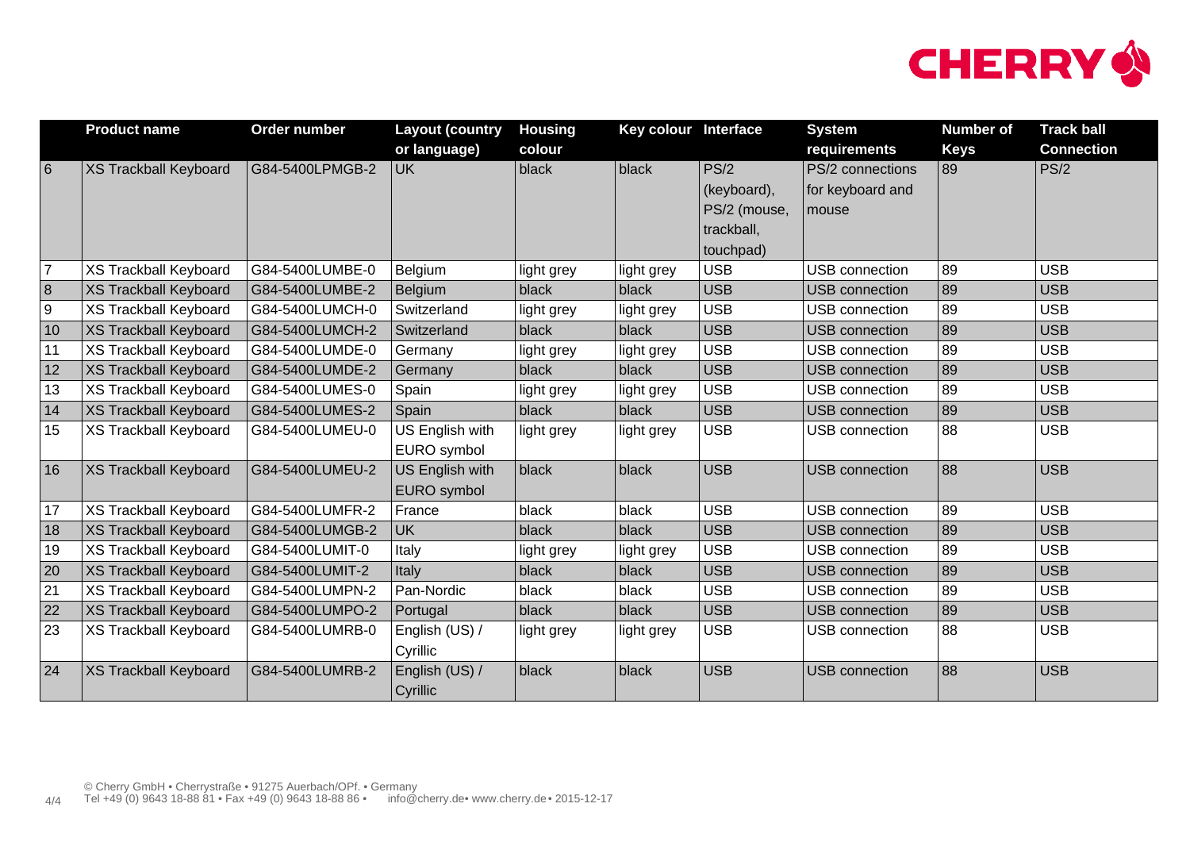| | Product name | Order number | Layout (country or language) | Housing colour | Key colour | Interface | System requirements | Number of Keys | Track ball Connection |
|---|---|---|---|---|---|---|---|---|---|
| 6 | XS Trackball Keyboard | G84-5400LPMGB-2 | UK | black | black | PS/2 (keyboard), PS/2 (mouse, trackball, touchpad) | PS/2 connections for keyboard and mouse | 89 | PS/2 |
| 7 | XS Trackball Keyboard | G84-5400LUMBE-0 | Belgium | light grey | light grey | USB | USB connection | 89 | USB |
| 8 | XS Trackball Keyboard | G84-5400LUMBE-2 | Belgium | black | black | USB | USB connection | 89 | USB |
| 9 | XS Trackball Keyboard | G84-5400LUMCH-0 | Switzerland | light grey | light grey | USB | USB connection | 89 | USB |
| 10 | XS Trackball Keyboard | G84-5400LUMCH-2 | Switzerland | black | black | USB | USB connection | 89 | USB |
| 11 | XS Trackball Keyboard | G84-5400LUMDE-0 | Germany | light grey | light grey | USB | USB connection | 89 | USB |
| 12 | XS Trackball Keyboard | G84-5400LUMDE-2 | Germany | black | black | USB | USB connection | 89 | USB |
| 13 | XS Trackball Keyboard | G84-5400LUMES-0 | Spain | light grey | light grey | USB | USB connection | 89 | USB |
| 14 | XS Trackball Keyboard | G84-5400LUMES-2 | Spain | black | black | USB | USB connection | 89 | USB |
| 15 | XS Trackball Keyboard | G84-5400LUMEU-0 | US English with EURO symbol | light grey | light grey | USB | USB connection | 88 | USB |
| 16 | XS Trackball Keyboard | G84-5400LUMEU-2 | US English with EURO symbol | black | black | USB | USB connection | 88 | USB |
| 17 | XS Trackball Keyboard | G84-5400LUMFR-2 | France | black | black | USB | USB connection | 89 | USB |
| 18 | XS Trackball Keyboard | G84-5400LUMGB-2 | UK | black | black | USB | USB connection | 89 | USB |
| 19 | XS Trackball Keyboard | G84-5400LUMIT-0 | Italy | light grey | light grey | USB | USB connection | 89 | USB |
| 20 | XS Trackball Keyboard | G84-5400LUMIT-2 | Italy | black | black | USB | USB connection | 89 | USB |
| 21 | XS Trackball Keyboard | G84-5400LUMPN-2 | Pan-Nordic | black | black | USB | USB connection | 89 | USB |
| 22 | XS Trackball Keyboard | G84-5400LUMPO-2 | Portugal | black | black | USB | USB connection | 89 | USB |
| 23 | XS Trackball Keyboard | G84-5400LUMRB-0 | English (US) / Cyrillic | light grey | light grey | USB | USB connection | 88 | USB |
| 24 | XS Trackball Keyboard | G84-5400LUMRB-2 | English (US) / Cyrillic | black | black | USB | USB connection | 88 | USB |